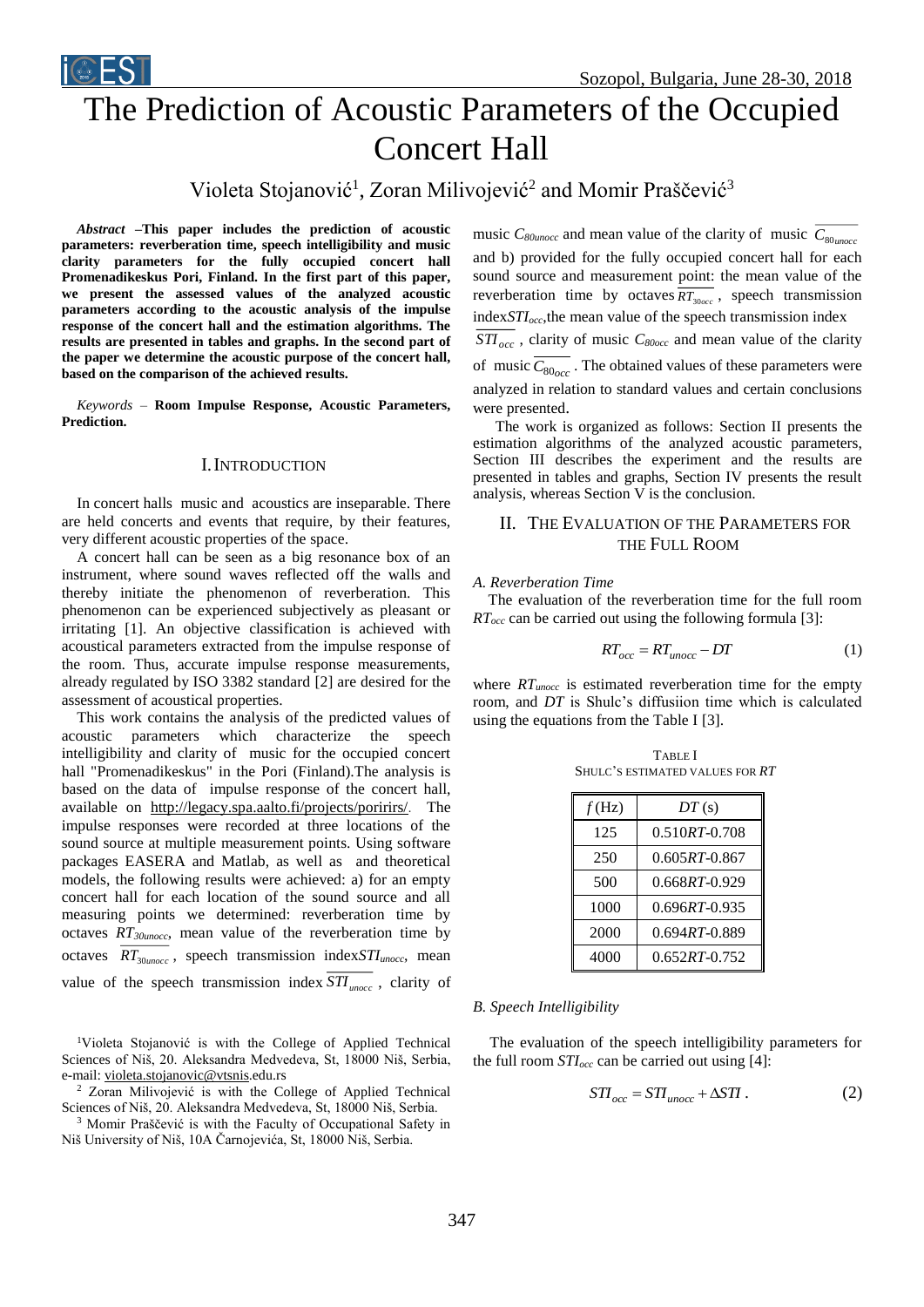# The Prediction of Acoustic Parameters of the Occupied Concert Hall

Violeta Stojanović[1], Zoran Milivojević[2] and Momir Praščević[3]

***Abstract*** **–This paper includes the prediction of acoustic parameters: reverberation time, speech intelligibility and music clarity parameters for the fully occupied concert hall Promenadikeskus Pori, Finland. In the first part of this paper, we present the assessed values of the analyzed acoustic parameters according to the acoustic analysis of the impulse response of the concert hall and the estimation algorithms. The results are presented in tables and graphs. In the second part of the paper we determine the acoustic purpose of the concert hall, based on the comparison of the achieved results.**

*Keywords* – **Room Impulse Response, Acoustic Parameters, Prediction.**

## I. Introduction

In concert halls music and acoustics are inseparable. There are held concerts and events that require, by their features, very different acoustic properties of the space.

A concert hall can be seen as a big resonance box of an instrument, where sound waves reflected off the walls and thereby initiate the phenomenon of reverberation. This phenomenon can be experienced subjectively as pleasant or irritating [1]. An objective classification is achieved with acoustical parameters extracted from the impulse response of the room. Thus, accurate impulse response measurements, already regulated by ISO 3382 standard [2] are desired for the assessment of acoustical properties.

This work contains the analysis of the predicted values of acoustic parameters which characterize the speech intelligibility and clarity of music for the occupied concert hall "Promenadikeskus" in the Pori (Finland).The analysis is based on the data of impulse response of the concert hall, available on http://legacy.spa.aalto.fi/projects/poririrs/. The impulse responses were recorded at three locations of the sound source at multiple measurement points. Using software packages EASERA and Matlab, as well as and theoretical models, the following results were achieved: a) for an empty concert hall for each location of the sound source and all measuring points we determined: reverberation time by octaves $RT_{30unocc}$, mean value of the reverberation time by octaves $\overline{RT_{30unocc}}$, speech transmission index$STI_{unocc}$, mean value of the speech transmission index $\overline{STI_{unocc}}$, clarity of music $C_{80unocc}$ and mean value of the clarity of music $\overline{C_{80unocc}}$ and b) provided for the fully occupied concert hall for each sound source and measurement point: the mean value of the reverberation time by octaves $\overline{RT_{30occ}}$, speech transmission index$STI_{occ}$,the mean value of the speech transmission index $\overline{STI_{occ}}$, clarity of music $C_{80occ}$ and mean value of the clarity of music $\overline{C_{80occ}}$. The obtained values of these parameters were analyzed in relation to standard values and certain conclusions were presented.

The work is organized as follows: Section II presents the estimation algorithms of the analyzed acoustic parameters, Section III describes the experiment and the results are presented in tables and graphs, Section IV presents the result analysis, whereas Section V is the conclusion.

## II. The Evaluation of the Parameters for the Full Room

### *A. Reverberation Time*

The evaluation of the reverberation time for the full room $RT_{occ}$ can be carried out using the following formula [3]:

$$RT_{occ} = RT_{unocc} - DT \tag{1}$$

where $RT_{unocc}$ is estimated reverberation time for the empty room, and $DT$ is Shulc's diffusiion time which is calculated using the equations from the Table I [3].

TABLE I
SHULC'S ESTIMATED VALUES FOR *RT*

| *f* (Hz) | *DT* (s) |
|---|---|
| 125 | 0.510*RT*-0.708 |
| 250 | 0.605*RT*-0.867 |
| 500 | 0.668*RT*-0.929 |
| 1000 | 0.696*RT*-0.935 |
| 2000 | 0.694*RT*-0.889 |
| 4000 | 0.652*RT*-0.752 |

### *B. Speech Intelligibility*

The evaluation of the speech intelligibility parameters for the full room $STI_{occ}$ can be carried out using [4]:

$$STI_{occ} = STI_{unocc} + \Delta STI . \tag{2}$$

[1]Violeta Stojanović is with the College of Applied Technical Sciences of Niš, 20. Aleksandra Medvedeva, St, 18000 Niš, Serbia, e-mail: violeta.stojanovic@vtsnis.edu.rs

[2] Zoran Milivojević is with the College of Applied Technical Sciences of Niš, 20. Aleksandra Medvedeva, St, 18000 Niš, Serbia.

[3] Momir Praščević is with the Faculty of Occupational Safety in Niš University of Niš, 10A Čarnojevića, St, 18000 Niš, Serbia.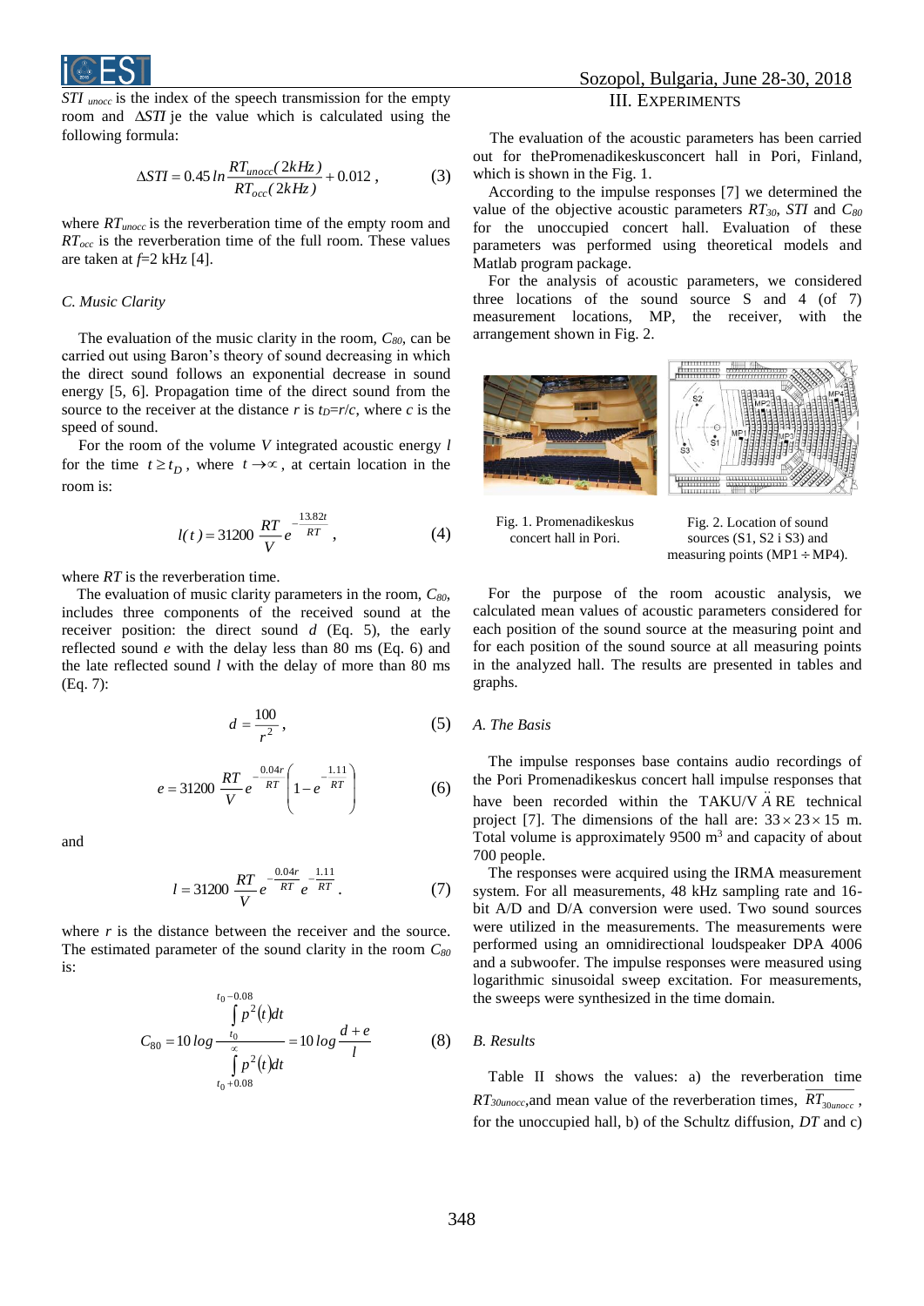$STI_{unocc}$ is the index of the speech transmission for the empty room and $\Delta STI$ je the value which is calculated using the following formula:

$$\Delta STI = 0.45\,ln\frac{RT_{unocc}(2kHz)}{RT_{occ}(2kHz)} + 0.012\,, \tag{3}$$

where $RT_{unocc}$ is the reverberation time of the empty room and $RT_{occ}$ is the reverberation time of the full room. These values are taken at $f$=2 kHz [4].

*C. Music Clarity*

The evaluation of the music clarity in the room, $C_{80}$, can be carried out using Baron's theory of sound decreasing in which the direct sound follows an exponential decrease in sound energy [5, 6]. Propagation time of the direct sound from the source to the receiver at the distance $r$ is $t_D$=$r/c$, where $c$ is the speed of sound.

For the room of the volume $V$ integrated acoustic energy $l$ for the time $t \geq t_D$, where $t \to \infty$, at certain location in the room is:

$$l(t) = 31200\,\frac{RT}{V}e^{-\frac{13.82t}{RT}}\,, \tag{4}$$

where $RT$ is the reverberation time.

The evaluation of music clarity parameters in the room, $C_{80}$, includes three components of the received sound at the receiver position: the direct sound $d$ (Eq. 5), the early reflected sound $e$ with the delay less than 80 ms (Eq. 6) and the late reflected sound $l$ with the delay of more than 80 ms (Eq. 7):

$$d = \frac{100}{r^2}\,, \tag{5}$$

$$e = 31200\,\frac{RT}{V}e^{-\frac{0.04r}{RT}}\left(1 - e^{-\frac{1.11}{RT}}\right) \tag{6}$$

and

$$l = 31200\,\frac{RT}{V}e^{-\frac{0.04r}{RT}}e^{-\frac{1.11}{RT}}\,. \tag{7}$$

where $r$ is the distance between the receiver and the source. The estimated parameter of the sound clarity in the room $C_{80}$ is:

$$C_{80} = 10\,log\frac{\int_{t_0}^{t_0-0.08} p^2(t)dt}{\int_{t_0+0.08}^{\infty} p^2(t)dt} = 10\,log\frac{d+e}{l} \tag{8}$$

## III. Experiments

The evaluation of the acoustic parameters has been carried out for thePromenadikeskusconcert hall in Pori, Finland, which is shown in the Fig. 1.

According to the impulse responses [7] we determined the value of the objective acoustic parameters $RT_{30}$, $STI$ and $C_{80}$ for the unoccupied concert hall. Evaluation of these parameters was performed using theoretical models and Matlab program package.

For the analysis of acoustic parameters, we considered three locations of the sound source S and 4 (of 7) measurement locations, MP, the receiver, with the arrangement shown in Fig. 2.

Fig. 1. Promenadikeskus concert hall in Pori.

Fig. 2. Location of sound sources (S1, S2 i S3) and measuring points (MP1 ÷ MP4).

For the purpose of the room acoustic analysis, we calculated mean values of acoustic parameters considered for each position of the sound source at the measuring point and for each position of the sound source at all measuring points in the analyzed hall. The results are presented in tables and graphs.

*A. The Basis*

The impulse responses base contains audio recordings of the Pori Promenadikeskus concert hall impulse responses that have been recorded within the TAKU/VÄRE technical project [7]. The dimensions of the hall are: $33 \times 23 \times 15$ m. Total volume is approximately 9500 m$^3$ and capacity of about 700 people.

The responses were acquired using the IRMA measurement system. For all measurements, 48 kHz sampling rate and 16-bit A/D and D/A conversion were used. Two sound sources were utilized in the measurements. The measurements were performed using an omnidirectional loudspeaker DPA 4006 and a subwoofer. The impulse responses were measured using logarithmic sinusoidal sweep excitation. For measurements, the sweeps were synthesized in the time domain.

*B. Results*

Table II shows the values: a) the reverberation time $RT_{30unocc}$,and mean value of the reverberation times, $\overline{RT_{30unocc}}$, for the unoccupied hall, b) of the Schultz diffusion, $DT$ and c)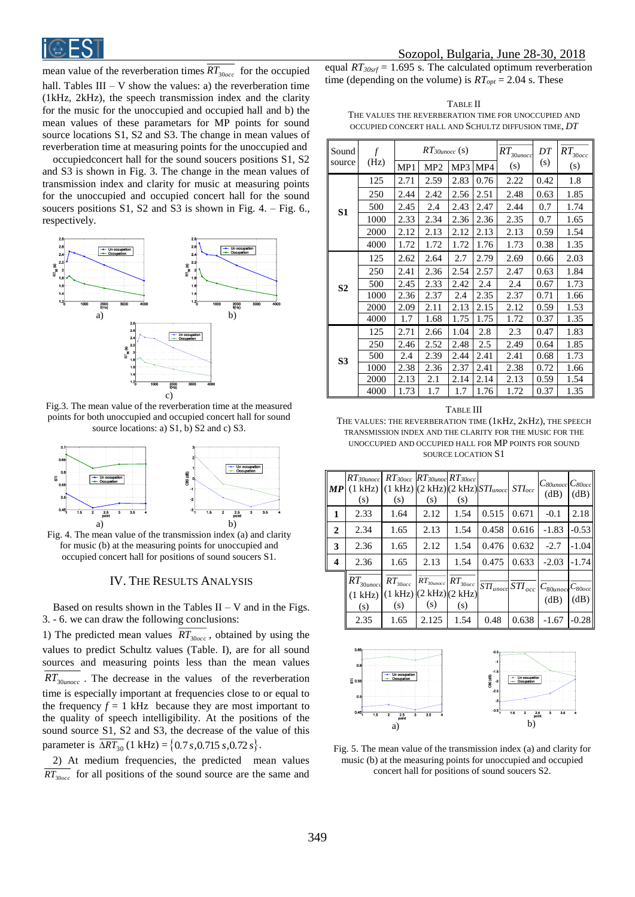mean value of the reverberation times $\overline{RT}_{30occ}$ for the occupied hall. Tables III – V show the values: a) the reverberation time (1kHz, 2kHz), the speech transmission index and the clarity for the music for the unoccupied and occupied hall and b) the mean values of these parametars for MP points for sound source locations S1, S2 and S3. The change in mean values of reverberation time at measuring points for the unoccupied and occupiedconcert hall for the sound soucers positions S1, S2 and S3 is shown in Fig. 3. The change in mean values of transmission index and clarity for music at measuring points for the unoccupied and occupied concert hall for the sound soucers positions S1, S2 and S3 is shown in Fig. 4. – Fig. 6., respectively.

Fig.3. The mean value of the reverberation time at the measured points for both unoccupied and occupied concert hall for sound source locations: a) S1, b) S2 and c) S3.

Fig. 4. The mean value of the transmission index (a) and clarity for music (b) at the measuring points for unoccupied and occupied concert hall for positions of sound soucers S1.

## IV. The Results Analysis

Based on results shown in the Tables II – V and in the Figs. 3. - 6. we can draw the following conclusions:

1) The predicted mean values $\overline{RT}_{30occ}$, obtained by using the values to predict Schultz values (Table. I), are for all sound sources and measuring points less than the mean values $\overline{RT}_{30unocc}$. The decrease in the values of the reverberation time is especially important at frequencies close to or equal to the frequency $f$ = 1 kHz because they are most important to the quality of speech intelligibility. At the positions of the sound source S1, S2 and S3, the decrease of the value of this parameter is $\overline{\Delta RT}_{30}\,(1\text{ kHz}) = \{0.7\,s, 0.715\,s, 0.72\,s\}$.

2) At medium frequencies, the predicted mean values $\overline{RT}_{30occ}$ for all positions of the sound source are the same and equal $RT_{30srf}$ = 1.695 s. The calculated optimum reverberation time (depending on the volume) is $RT_{opt}$ = 2.04 s. These

TABLE II
THE VALUES THE REVERBERATION TIME FOR UNOCCUPIED AND OCCUPIED CONCERT HALL AND SCHULTZ DIFFUSION TIME, *DT*

| Sound source | $f$ (Hz) | $RT_{30unocc}$ (s) MP1 | MP2 | MP3 | MP4 | $\overline{RT}_{30unocc}$ (s) | $DT$ (s) | $\overline{RT}_{30occ}$ (s) |
|---|---|---|---|---|---|---|---|---|
| **S1** | 125 | 2.71 | 2.59 | 2.83 | 0.76 | 2.22 | 0.42 | 1.8 |
| | 250 | 2.44 | 2.42 | 2.56 | 2.51 | 2.48 | 0.63 | 1.85 |
| | 500 | 2.45 | 2.4 | 2.43 | 2.47 | 2.44 | 0.7 | 1.74 |
| | 1000 | 2.33 | 2.34 | 2.36 | 2.36 | 2.35 | 0.7 | 1.65 |
| | 2000 | 2.12 | 2.13 | 2.12 | 2.13 | 2.13 | 0.59 | 1.54 |
| | 4000 | 1.72 | 1.72 | 1.72 | 1.76 | 1.73 | 0.38 | 1.35 |
| **S2** | 125 | 2.62 | 2.64 | 2.7 | 2.79 | 2.69 | 0.66 | 2.03 |
| | 250 | 2.41 | 2.36 | 2.54 | 2.57 | 2.47 | 0.63 | 1.84 |
| | 500 | 2.45 | 2.33 | 2.42 | 2.4 | 2.4 | 0.67 | 1.73 |
| | 1000 | 2.36 | 2.37 | 2.4 | 2.35 | 2.37 | 0.71 | 1.66 |
| | 2000 | 2.09 | 2.11 | 2.13 | 2.15 | 2.12 | 0.59 | 1.53 |
| | 4000 | 1.7 | 1.68 | 1.75 | 1.75 | 1.72 | 0.37 | 1.35 |
| **S3** | 125 | 2.71 | 2.66 | 1.04 | 2.8 | 2.3 | 0.47 | 1.83 |
| | 250 | 2.46 | 2.52 | 2.48 | 2.5 | 2.49 | 0.64 | 1.85 |
| | 500 | 2.4 | 2.39 | 2.44 | 2.41 | 2.41 | 0.68 | 1.73 |
| | 1000 | 2.38 | 2.36 | 2.37 | 2.41 | 2.38 | 0.72 | 1.66 |
| | 2000 | 2.13 | 2.1 | 2.14 | 2.14 | 2.13 | 0.59 | 1.54 |
| | 4000 | 1.73 | 1.7 | 1.7 | 1.76 | 1.72 | 0.37 | 1.35 |

TABLE III
THE VALUES: THE REVERBERATION TIME (1KHZ, 2KHZ), THE SPEECH TRANSMISSION INDEX AND THE CLARITY FOR THE MUSIC FOR THE UNOCCUPIED AND OCCUPIED HALL FOR MP POINTS FOR SOUND SOURCE LOCATION S1

| ***MP*** | $RT_{30unocc}$ (1 kHz) (s) | $RT_{30occ}$ (1 kHz) (s) | $RT_{30unocc}$ (2 kHz) (s) | $RT_{30occ}$ (2 kHz) (s) | $STI_{unocc}$ | $STI_{occ}$ | $C_{80unocc}$ (dB) | $C_{80occ}$ (dB) |
|---|---|---|---|---|---|---|---|---|
| **1** | 2.33 | 1.64 | 2.12 | 1.54 | 0.515 | 0.671 | -0.1 | 2.18 |
| **2** | 2.34 | 1.65 | 2.13 | 1.54 | 0.458 | 0.616 | -1.83 | -0.53 |
| **3** | 2.36 | 1.65 | 2.12 | 1.54 | 0.476 | 0.632 | -2.7 | -1.04 |
| **4** | 2.36 | 1.65 | 2.13 | 1.54 | 0.475 | 0.633 | -2.03 | -1.74 |
| | $\overline{RT}_{30unocc}$ (1 kHz) (s) | $\overline{RT}_{30occ}$ (1 kHz) (s) | $\overline{RT}_{30unocc}$ (2 kHz) (s) | $\overline{RT}_{30occ}$ (2 kHz) (s) | $\overline{STI}_{unocc}$ | $\overline{STI}_{occ}$ | $\overline{C}_{80unocc}$ (dB) | $\overline{C}_{80occ}$ (dB) |
| | 2.35 | 1.65 | 2.125 | 1.54 | 0.48 | 0.638 | -1.67 | -0.28 |

Fig. 5. The mean value of the transmission index (a) and clarity for music (b) at the measuring points for unoccupied and occupied concert hall for positions of sound soucers S2.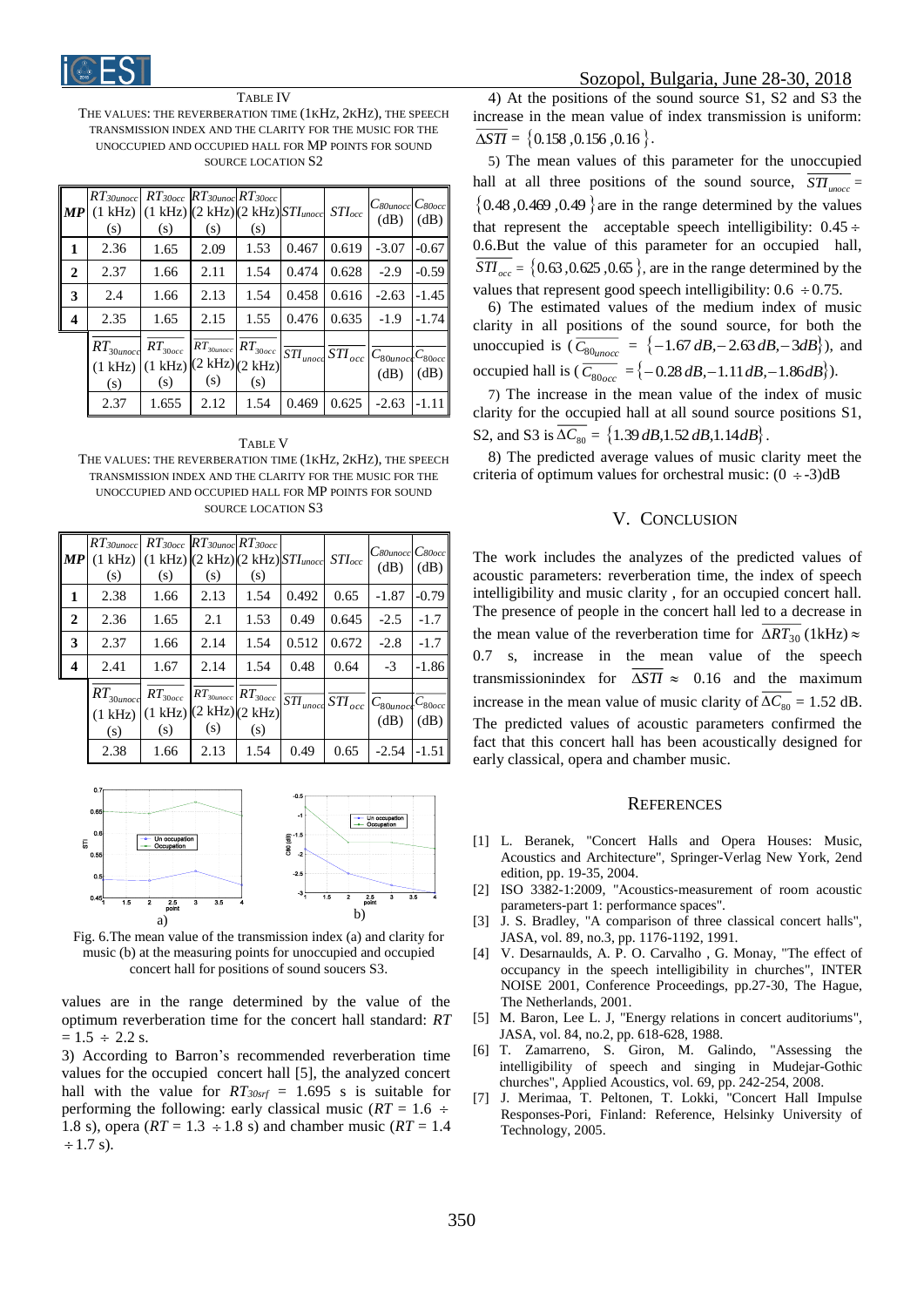TABLE IV

THE VALUES: THE REVERBERATION TIME (1KHZ, 2KHZ), THE SPEECH TRANSMISSION INDEX AND THE CLARITY FOR THE MUSIC FOR THE UNOCCUPIED AND OCCUPIED HALL FOR MP POINTS FOR SOUND SOURCE LOCATION S2

| MP | $RT_{30unocc}$ (1 kHz) (s) | $RT_{30occ}$ (1 kHz) (s) | $RT_{30unocc}$ (2 kHz) (s) | $RT_{30occ}$ (2 kHz) (s) | $STI_{unocc}$ | $STI_{occ}$ | $C_{80unocc}$ (dB) | $C_{80occ}$ (dB) |
|---|---|---|---|---|---|---|---|---|
| 1 | 2.36 | 1.65 | 2.09 | 1.53 | 0.467 | 0.619 | -3.07 | -0.67 |
| 2 | 2.37 | 1.66 | 2.11 | 1.54 | 0.474 | 0.628 | -2.9 | -0.59 |
| 3 | 2.4 | 1.66 | 2.13 | 1.54 | 0.458 | 0.616 | -2.63 | -1.45 |
| 4 | 2.35 | 1.65 | 2.15 | 1.55 | 0.476 | 0.635 | -1.9 | -1.74 |
| | $\overline{RT_{30unocc}}$ (1 kHz) (s) | $\overline{RT_{30occ}}$ (1 kHz) (s) | $\overline{RT_{30unocc}}$ (2 kHz) (s) | $\overline{RT_{30occ}}$ (2 kHz) (s) | $\overline{STI_{unocc}}$ | $\overline{STI_{occ}}$ | $\overline{C_{80unocc}}$ (dB) | $\overline{C_{80occ}}$ (dB) |
| | 2.37 | 1.655 | 2.12 | 1.54 | 0.469 | 0.625 | -2.63 | -1.11 |

TABLE V

THE VALUES: THE REVERBERATION TIME (1KHZ, 2KHZ), THE SPEECH TRANSMISSION INDEX AND THE CLARITY FOR THE MUSIC FOR THE UNOCCUPIED AND OCCUPIED HALL FOR MP POINTS FOR SOUND SOURCE LOCATION S3

| MP | $RT_{30unocc}$ (1 kHz) (s) | $RT_{30occ}$ (1 kHz) (s) | $RT_{30unocc}$ (2 kHz) (s) | $RT_{30occ}$ (2 kHz) (s) | $STI_{unocc}$ | $STI_{occ}$ | $C_{80unocc}$ (dB) | $C_{80occ}$ (dB) |
|---|---|---|---|---|---|---|---|---|
| 1 | 2.38 | 1.66 | 2.13 | 1.54 | 0.492 | 0.65 | -1.87 | -0.79 |
| 2 | 2.36 | 1.65 | 2.1 | 1.53 | 0.49 | 0.645 | -2.5 | -1.7 |
| 3 | 2.37 | 1.66 | 2.14 | 1.54 | 0.512 | 0.672 | -2.8 | -1.7 |
| 4 | 2.41 | 1.67 | 2.14 | 1.54 | 0.48 | 0.64 | -3 | -1.86 |
| | $\overline{RT_{30unocc}}$ (1 kHz) (s) | $\overline{RT_{30occ}}$ (1 kHz) (s) | $\overline{RT_{30unocc}}$ (2 kHz) (s) | $\overline{RT_{30occ}}$ (2 kHz) (s) | $\overline{STI_{unocc}}$ | $\overline{STI_{occ}}$ | $\overline{C_{80unocc}}$ (dB) | $\overline{C_{80occ}}$ (dB) |
| | 2.38 | 1.66 | 2.13 | 1.54 | 0.49 | 0.65 | -2.54 | -1.51 |

a) STI; Un occupation; Occupation; point

b) C80 (dB); Un occupation; Occupation; point

Fig. 6.The mean value of the transmission index (a) and clarity for music (b) at the measuring points for unoccupied and occupied concert hall for positions of sound soucers S3.

values are in the range determined by the value of the optimum reverberation time for the concert hall standard: $RT = 1.5 \div 2.2$ s.

3) According to Barron's recommended reverberation time values for the occupied concert hall [5], the analyzed concert hall with the value for $RT_{30srf}$ = 1.695 s is suitable for performing the following: early classical music ($RT = 1.6 \div 1.8$ s), opera ($RT = 1.3 \div 1.8$ s) and chamber music ($RT = 1.4 \div 1.7$ s).

4) At the positions of the sound source S1, S2 and S3 the increase in the mean value of index transmission is uniform: $\overline{\Delta STI} = \{0.158, 0.156, 0.16\}$.

5) The mean values of this parameter for the unoccupied hall at all three positions of the sound source, $\overline{STI_{unocc}} = \{0.48, 0.469, 0.49\}$ are in the range determined by the values that represent the acceptable speech intelligibility: $0.45 \div 0.6$.But the value of this parameter for an occupied hall, $\overline{STI_{occ}} = \{0.63, 0.625, 0.65\}$, are in the range determined by the values that represent good speech intelligibility: $0.6 \div 0.75$.

6) The estimated values of the medium index of music clarity in all positions of the sound source, for both the unoccupied is ($\overline{C_{80unocc}} = \{-1.67\,dB, -2.63\,dB, -3dB\}$), and occupied hall is ($\overline{C_{80occ}} = \{-0.28\,dB, -1.11\,dB, -1.86dB\}$).

7) The increase in the mean value of the index of music clarity for the occupied hall at all sound source positions S1, S2, and S3 is $\overline{\Delta C_{80}} = \{1.39\,dB, 1.52\,dB, 1.14dB\}$.

8) The predicted average values of music clarity meet the criteria of optimum values for orchestral music: $(0 \div -3)$dB

## V. CONCLUSION

The work includes the analyzes of the predicted values of acoustic parameters: reverberation time, the index of speech intelligibility and music clarity , for an occupied concert hall. The presence of people in the concert hall led to a decrease in the mean value of the reverberation time for $\overline{\Delta RT_{30}}$ (1kHz) ≈ 0.7 s, increase in the mean value of the speech transmissionindex for $\overline{\Delta STI}$ ≈ 0.16 and the maximum increase in the mean value of music clarity of $\overline{\Delta C_{80}}$ = 1.52 dB. The predicted values of acoustic parameters confirmed the fact that this concert hall has been acoustically designed for early classical, opera and chamber music.

## REFERENCES

[1] L. Beranek, "Concert Halls and Opera Houses: Music, Acoustics and Architecture", Springer-Verlag New York, 2end edition, pp. 19-35, 2004.

[2] ISO 3382-1:2009, "Acoustics-measurement of room acoustic parameters-part 1: performance spaces".

[3] J. S. Bradley, "A comparison of three classical concert halls", JASA, vol. 89, no.3, pp. 1176-1192, 1991.

[4] V. Desarnaulds, A. P. O. Carvalho , G. Monay, "The effect of occupancy in the speech intelligibility in churches", INTER NOISE 2001, Conference Proceedings, pp.27-30, The Hague, The Netherlands, 2001.

[5] M. Baron, Lee L. J, "Energy relations in concert auditoriums", JASA, vol. 84, no.2, pp. 618-628, 1988.

[6] T. Zamarreno, S. Giron, M. Galindo, "Assessing the intelligibility of speech and singing in Mudejar-Gothic churches", Applied Acoustics, vol. 69, pp. 242-254, 2008.

[7] J. Merimaa, T. Peltonen, T. Lokki, "Concert Hall Impulse Responses-Pori, Finland: Reference, Helsinky University of Technology, 2005.